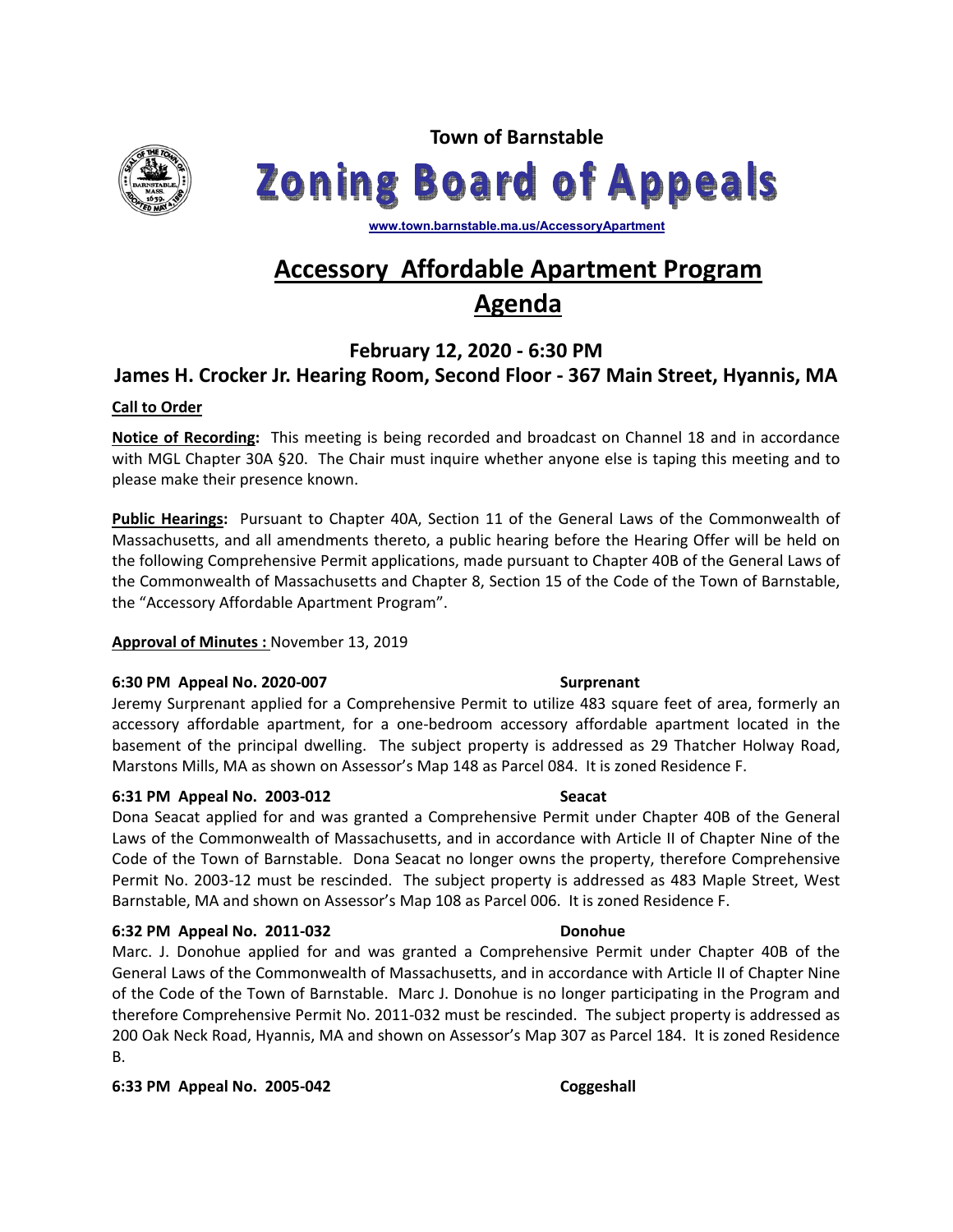Town of Barnstable

# Zoning Board of Appeals

www.town.barnstable.ma.us/AccessoryApartment

## Accessory Affordable Apartment Program
## Agenda

### February 12, 2020 - 6:30 PM
### James H. Crocker Jr. Hearing Room, Second Floor - 367 Main Street, Hyannis, MA

**Call to Order**

**Notice of Recording:** This meeting is being recorded and broadcast on Channel 18 and in accordance with MGL Chapter 30A §20. The Chair must inquire whether anyone else is taping this meeting and to please make their presence known.

**Public Hearings:** Pursuant to Chapter 40A, Section 11 of the General Laws of the Commonwealth of Massachusetts, and all amendments thereto, a public hearing before the Hearing Offer will be held on the following Comprehensive Permit applications, made pursuant to Chapter 40B of the General Laws of the Commonwealth of Massachusetts and Chapter 8, Section 15 of the Code of the Town of Barnstable, the "Accessory Affordable Apartment Program".

**Approval of Minutes :** November 13, 2019

**6:30 PM Appeal No. 2020-007 Surprenant**

Jeremy Surprenant applied for a Comprehensive Permit to utilize 483 square feet of area, formerly an accessory affordable apartment, for a one-bedroom accessory affordable apartment located in the basement of the principal dwelling. The subject property is addressed as 29 Thatcher Holway Road, Marstons Mills, MA as shown on Assessor's Map 148 as Parcel 084. It is zoned Residence F.

**6:31 PM Appeal No. 2003-012 Seacat**

Dona Seacat applied for and was granted a Comprehensive Permit under Chapter 40B of the General Laws of the Commonwealth of Massachusetts, and in accordance with Article II of Chapter Nine of the Code of the Town of Barnstable. Dona Seacat no longer owns the property, therefore Comprehensive Permit No. 2003-12 must be rescinded. The subject property is addressed as 483 Maple Street, West Barnstable, MA and shown on Assessor's Map 108 as Parcel 006. It is zoned Residence F.

**6:32 PM Appeal No. 2011-032 Donohue**

Marc. J. Donohue applied for and was granted a Comprehensive Permit under Chapter 40B of the General Laws of the Commonwealth of Massachusetts, and in accordance with Article II of Chapter Nine of the Code of the Town of Barnstable. Marc J. Donohue is no longer participating in the Program and therefore Comprehensive Permit No. 2011-032 must be rescinded. The subject property is addressed as 200 Oak Neck Road, Hyannis, MA and shown on Assessor's Map 307 as Parcel 184. It is zoned Residence B.

**6:33 PM Appeal No. 2005-042 Coggeshall**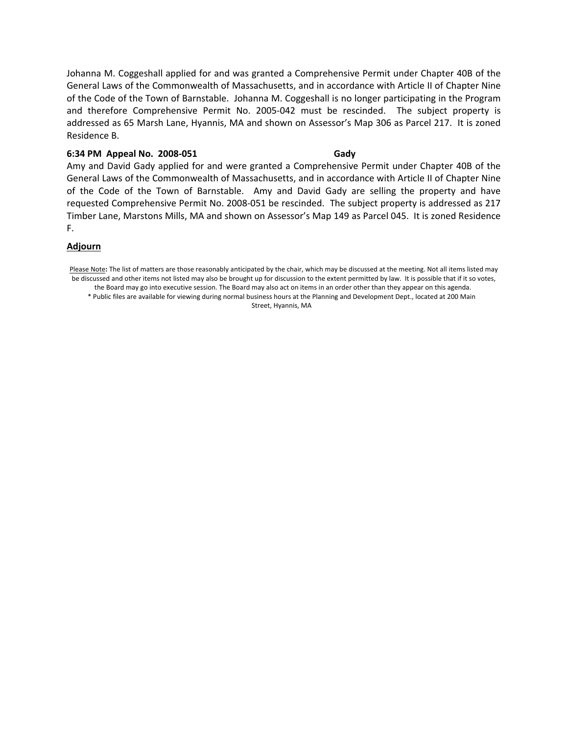Johanna M. Coggeshall applied for and was granted a Comprehensive Permit under Chapter 40B of the General Laws of the Commonwealth of Massachusetts, and in accordance with Article II of Chapter Nine of the Code of the Town of Barnstable. Johanna M. Coggeshall is no longer participating in the Program and therefore Comprehensive Permit No. 2005-042 must be rescinded. The subject property is addressed as 65 Marsh Lane, Hyannis, MA and shown on Assessor's Map 306 as Parcel 217. It is zoned Residence B.

**6:34 PM Appeal No. 2008-051 Gady**

Amy and David Gady applied for and were granted a Comprehensive Permit under Chapter 40B of the General Laws of the Commonwealth of Massachusetts, and in accordance with Article II of Chapter Nine of the Code of the Town of Barnstable. Amy and David Gady are selling the property and have requested Comprehensive Permit No. 2008-051 be rescinded. The subject property is addressed as 217 Timber Lane, Marstons Mills, MA and shown on Assessor's Map 149 as Parcel 045. It is zoned Residence F.

**Adjourn**

Please Note**:** The list of matters are those reasonably anticipated by the chair, which may be discussed at the meeting. Not all items listed may be discussed and other items not listed may also be brought up for discussion to the extent permitted by law. It is possible that if it so votes, the Board may go into executive session. The Board may also act on items in an order other than they appear on this agenda.

* Public files are available for viewing during normal business hours at the Planning and Development Dept., located at 200 Main Street, Hyannis, MA